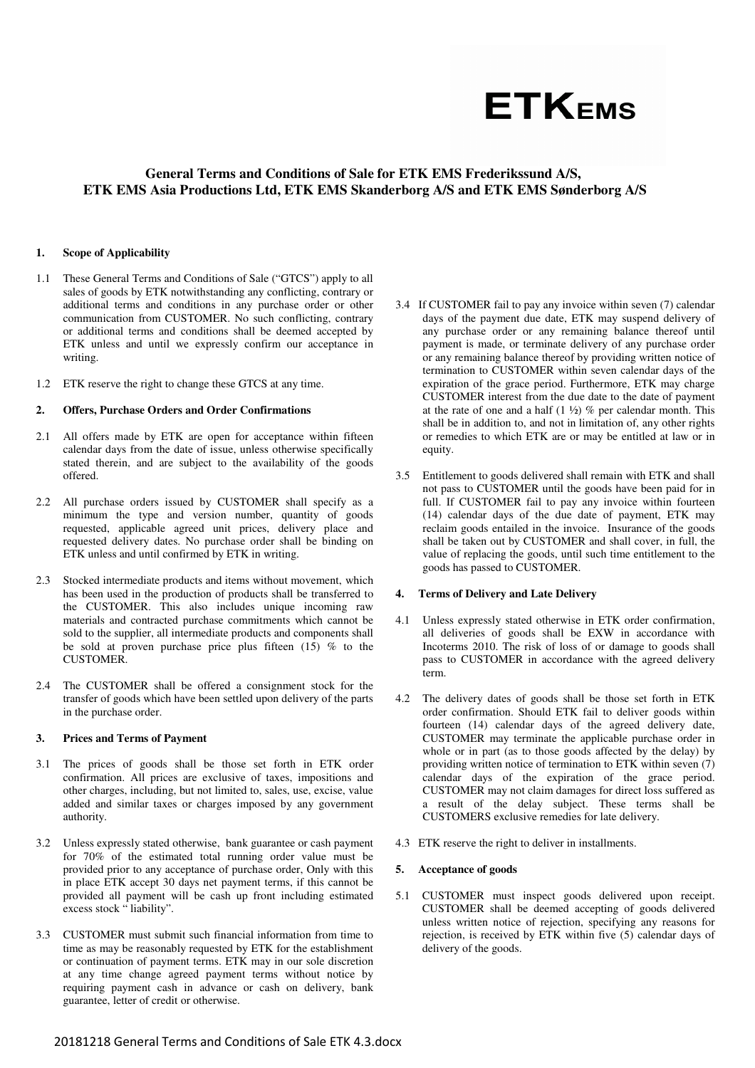# ETK EMS

## General Terms and Conditions of Sale for ETK EMS Frederikssund A/S, ETK EMS Asia Productions Ltd, ETK EMS Skanderborg A/S and ETK EMS Sønderborg A/S

### 1. Scope of Applicability

1.1 These General Terms and Conditions of Sale ("GTCS") apply to all sales of goods by ETK notwithstanding any conflicting, contrary or additional terms and conditions in any purchase order or other communication from CUSTOMER. No such conflicting, contrary or additional terms and conditions shall be deemed accepted by ETK unless and until we expressly confirm our acceptance in writing.

1.2 ETK reserve the right to change these GTCS at any time.

### 2. Offers, Purchase Orders and Order Confirmations

2.1 All offers made by ETK are open for acceptance within fifteen calendar days from the date of issue, unless otherwise specifically stated therein, and are subject to the availability of the goods offered.

2.2 All purchase orders issued by CUSTOMER shall specify as a minimum the type and version number, quantity of goods requested, applicable agreed unit prices, delivery place and requested delivery dates. No purchase order shall be binding on ETK unless and until confirmed by ETK in writing.

2.3 Stocked intermediate products and items without movement, which has been used in the production of products shall be transferred to the CUSTOMER. This also includes unique incoming raw materials and contracted purchase commitments which cannot be sold to the supplier, all intermediate products and components shall be sold at proven purchase price plus fifteen (15) % to the CUSTOMER.

2.4 The CUSTOMER shall be offered a consignment stock for the transfer of goods which have been settled upon delivery of the parts in the purchase order.

### 3. Prices and Terms of Payment

3.1 The prices of goods shall be those set forth in ETK order confirmation. All prices are exclusive of taxes, impositions and other charges, including, but not limited to, sales, use, excise, value added and similar taxes or charges imposed by any government authority.

3.2 Unless expressly stated otherwise, bank guarantee or cash payment for 70% of the estimated total running order value must be provided prior to any acceptance of purchase order, Only with this in place ETK accept 30 days net payment terms, if this cannot be provided all payment will be cash up front including estimated excess stock " liability".

3.3 CUSTOMER must submit such financial information from time to time as may be reasonably requested by ETK for the establishment or continuation of payment terms. ETK may in our sole discretion at any time change agreed payment terms without notice by requiring payment cash in advance or cash on delivery, bank guarantee, letter of credit or otherwise.

3.4 If CUSTOMER fail to pay any invoice within seven (7) calendar days of the payment due date, ETK may suspend delivery of any purchase order or any remaining balance thereof until payment is made, or terminate delivery of any purchase order or any remaining balance thereof by providing written notice of termination to CUSTOMER within seven calendar days of the expiration of the grace period. Furthermore, ETK may charge CUSTOMER interest from the due date to the date of payment at the rate of one and a half (1 ½) % per calendar month. This shall be in addition to, and not in limitation of, any other rights or remedies to which ETK are or may be entitled at law or in equity.

3.5 Entitlement to goods delivered shall remain with ETK and shall not pass to CUSTOMER until the goods have been paid for in full. If CUSTOMER fail to pay any invoice within fourteen (14) calendar days of the due date of payment, ETK may reclaim goods entailed in the invoice. Insurance of the goods shall be taken out by CUSTOMER and shall cover, in full, the value of replacing the goods, until such time entitlement to the goods has passed to CUSTOMER.

### 4. Terms of Delivery and Late Delivery

4.1 Unless expressly stated otherwise in ETK order confirmation, all deliveries of goods shall be EXW in accordance with Incoterms 2010. The risk of loss of or damage to goods shall pass to CUSTOMER in accordance with the agreed delivery term.

4.2 The delivery dates of goods shall be those set forth in ETK order confirmation. Should ETK fail to deliver goods within fourteen (14) calendar days of the agreed delivery date, CUSTOMER may terminate the applicable purchase order in whole or in part (as to those goods affected by the delay) by providing written notice of termination to ETK within seven (7) calendar days of the expiration of the grace period. CUSTOMER may not claim damages for direct loss suffered as a result of the delay subject. These terms shall be CUSTOMERS exclusive remedies for late delivery.

4.3 ETK reserve the right to deliver in installments.

### 5. Acceptance of goods

5.1 CUSTOMER must inspect goods delivered upon receipt. CUSTOMER shall be deemed accepting of goods delivered unless written notice of rejection, specifying any reasons for rejection, is received by ETK within five (5) calendar days of delivery of the goods.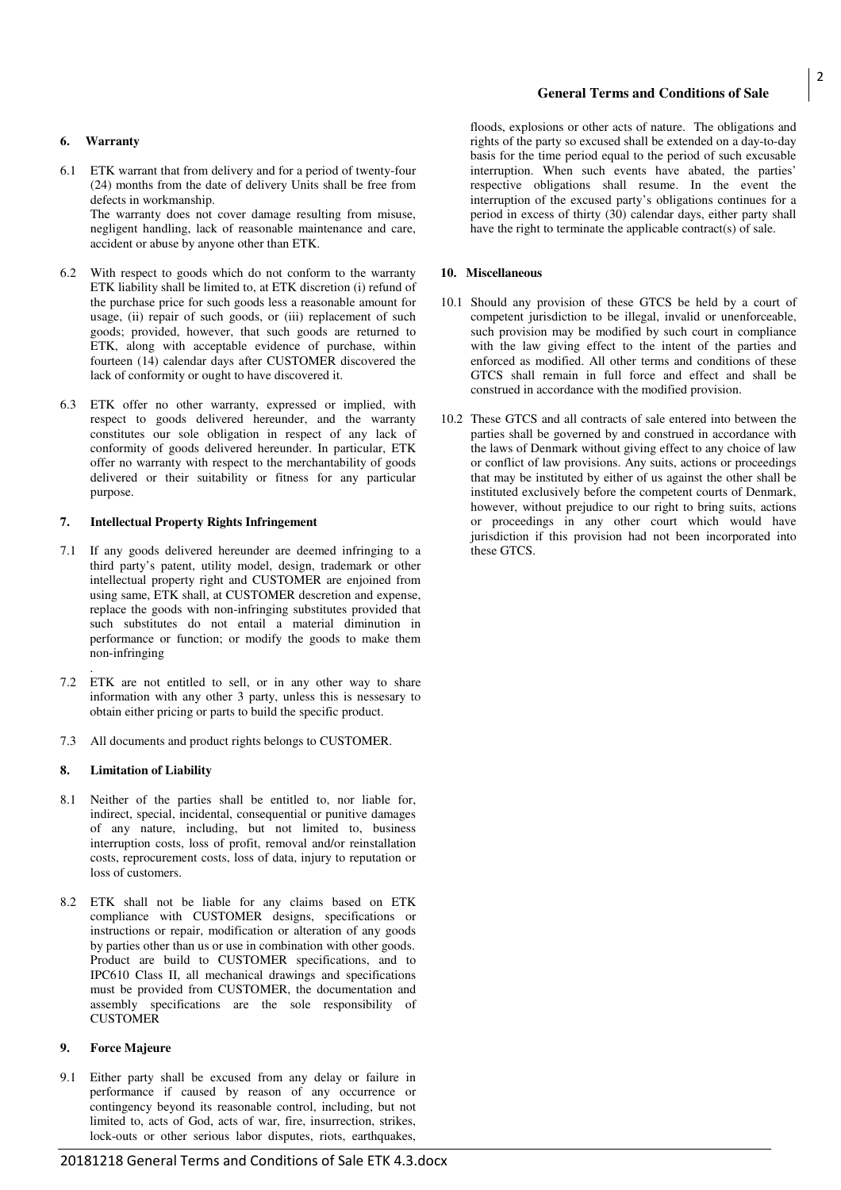## 6. Warranty

6.1 ETK warrant that from delivery and for a period of twenty-four (24) months from the date of delivery Units shall be free from defects in workmanship.
The warranty does not cover damage resulting from misuse, negligent handling, lack of reasonable maintenance and care, accident or abuse by anyone other than ETK.

6.2 With respect to goods which do not conform to the warranty ETK liability shall be limited to, at ETK discretion (i) refund of the purchase price for such goods less a reasonable amount for usage, (ii) repair of such goods, or (iii) replacement of such goods; provided, however, that such goods are returned to ETK, along with acceptable evidence of purchase, within fourteen (14) calendar days after CUSTOMER discovered the lack of conformity or ought to have discovered it.

6.3 ETK offer no other warranty, expressed or implied, with respect to goods delivered hereunder, and the warranty constitutes our sole obligation in respect of any lack of conformity of goods delivered hereunder. In particular, ETK offer no warranty with respect to the merchantability of goods delivered or their suitability or fitness for any particular purpose.

## 7. Intellectual Property Rights Infringement

7.1 If any goods delivered hereunder are deemed infringing to a third party's patent, utility model, design, trademark or other intellectual property right and CUSTOMER are enjoined from using same, ETK shall, at CUSTOMER descretion and expense, replace the goods with non-infringing substitutes provided that such substitutes do not entail a material diminution in performance or function; or modify the goods to make them non-infringing

.

7.2 ETK are not entitled to sell, or in any other way to share information with any other 3 party, unless this is nessesary to obtain either pricing or parts to build the specific product.

7.3 All documents and product rights belongs to CUSTOMER.

## 8. Limitation of Liability

8.1 Neither of the parties shall be entitled to, nor liable for, indirect, special, incidental, consequential or punitive damages of any nature, including, but not limited to, business interruption costs, loss of profit, removal and/or reinstallation costs, reprocurement costs, loss of data, injury to reputation or loss of customers.

8.2 ETK shall not be liable for any claims based on ETK compliance with CUSTOMER designs, specifications or instructions or repair, modification or alteration of any goods by parties other than us or use in combination with other goods. Product are build to CUSTOMER specifications, and to IPC610 Class II, all mechanical drawings and specifications must be provided from CUSTOMER, the documentation and assembly specifications are the sole responsibility of CUSTOMER

## 9. Force Majeure

9.1 Either party shall be excused from any delay or failure in performance if caused by reason of any occurrence or contingency beyond its reasonable control, including, but not limited to, acts of God, acts of war, fire, insurrection, strikes, lock-outs or other serious labor disputes, riots, earthquakes, floods, explosions or other acts of nature. The obligations and rights of the party so excused shall be extended on a day-to-day basis for the time period equal to the period of such excusable interruption. When such events have abated, the parties' respective obligations shall resume. In the event the interruption of the excused party's obligations continues for a period in excess of thirty (30) calendar days, either party shall have the right to terminate the applicable contract(s) of sale.

## 10. Miscellaneous

10.1 Should any provision of these GTCS be held by a court of competent jurisdiction to be illegal, invalid or unenforceable, such provision may be modified by such court in compliance with the law giving effect to the intent of the parties and enforced as modified. All other terms and conditions of these GTCS shall remain in full force and effect and shall be construed in accordance with the modified provision.

10.2 These GTCS and all contracts of sale entered into between the parties shall be governed by and construed in accordance with the laws of Denmark without giving effect to any choice of law or conflict of law provisions. Any suits, actions or proceedings that may be instituted by either of us against the other shall be instituted exclusively before the competent courts of Denmark, however, without prejudice to our right to bring suits, actions or proceedings in any other court which would have jurisdiction if this provision had not been incorporated into these GTCS.